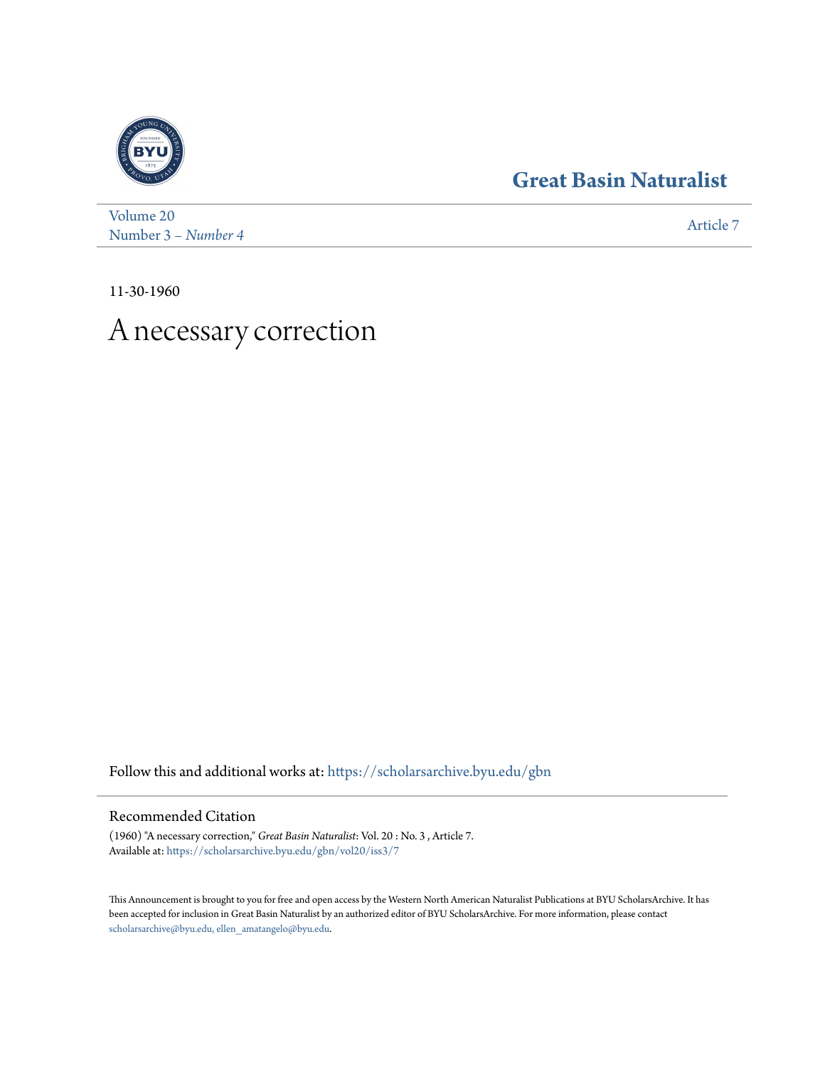Great Basin Naturalist

Volume 20
Number 3 – *Number 4*

Article 7

11-30-1960

# A necessary correction

Follow this and additional works at: https://scholarsarchive.byu.edu/gbn

## Recommended Citation

(1960) "A necessary correction," *Great Basin Naturalist*: Vol. 20 : No. 3 , Article 7.
Available at: https://scholarsarchive.byu.edu/gbn/vol20/iss3/7

This Announcement is brought to you for free and open access by the Western North American Naturalist Publications at BYU ScholarsArchive. It has been accepted for inclusion in Great Basin Naturalist by an authorized editor of BYU ScholarsArchive. For more information, please contact scholarsarchive@byu.edu, ellen_amatangelo@byu.edu.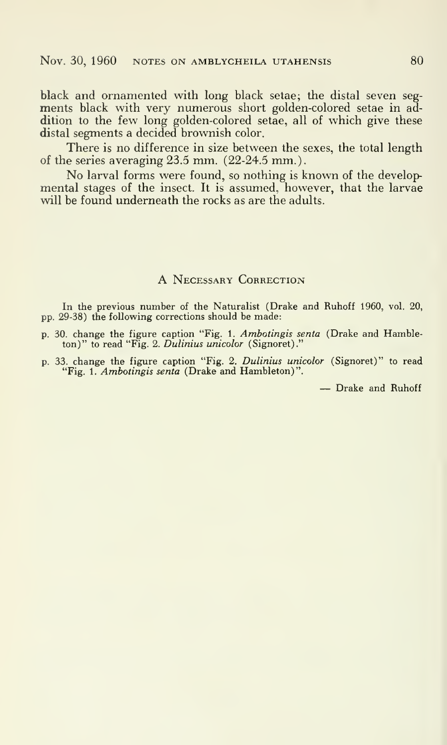black and ornamented with long black setae; the distal seven segments black with very numerous short golden-colored setae in addition to the few long golden-colored setae, all of which give these distal segments a decided brownish color.

There is no difference in size between the sexes, the total length of the series averaging 23.5 mm. (22-24.5 mm.).

No larval forms were found, so nothing is known of the developmental stages of the insect. It is assumed, however, that the larvae will be found underneath the rocks as are the adults.

## A Necessary Correction

In the previous number of the Naturalist (Drake and Ruhoff 1960, vol. 20, pp. 29-38) the following corrections should be made:

p. 30. change the figure caption "Fig. 1. *Ambotingis senta* (Drake and Hambleton)" to read "Fig. 2. *Dulinius unicolor* (Signoret)."

p. 33. change the figure caption "Fig. 2. *Dulinius unicolor* (Signoret)" to read "Fig. 1. *Ambotingis senta* (Drake and Hambleton)".

— Drake and Ruhoff